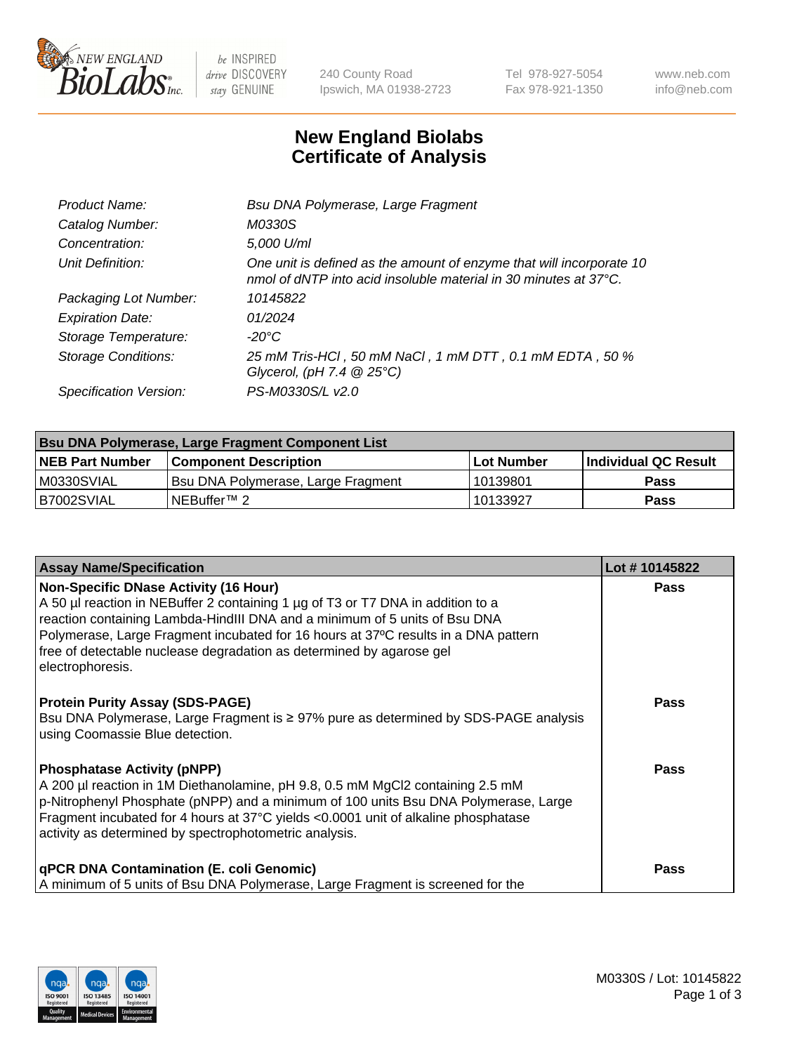# New England Biolabs
## Certificate of Analysis

| | |
|---|---|
| *Product Name:* | *Bsu DNA Polymerase, Large Fragment* |
| *Catalog Number:* | *M0330S* |
| *Concentration:* | *5,000 U/ml* |
| *Unit Definition:* | *One unit is defined as the amount of enzyme that will incorporate 10 nmol of dNTP into acid insoluble material in 30 minutes at 37°C.* |
| *Packaging Lot Number:* | *10145822* |
| *Expiration Date:* | *01/2024* |
| *Storage Temperature:* | *-20°C* |
| *Storage Conditions:* | *25 mM Tris-HCl , 50 mM NaCl , 1 mM DTT , 0.1 mM EDTA , 50 % Glycerol, (pH 7.4 @ 25°C)* |
| *Specification Version:* | *PS-M0330S/L v2.0* |

| Bsu DNA Polymerase, Large Fragment Component List | | | |
|---|---|---|---|
| **NEB Part Number** | **Component Description** | **Lot Number** | **Individual QC Result** |
| M0330SVIAL | Bsu DNA Polymerase, Large Fragment | 10139801 | **Pass** |
| B7002SVIAL | NEBuffer™ 2 | 10133927 | **Pass** |

| Assay Name/Specification | Lot # 10145822 |
|---|---|
| **Non-Specific DNase Activity (16 Hour)**<br>A 50 µl reaction in NEBuffer 2 containing 1 µg of T3 or T7 DNA in addition to a reaction containing Lambda-HindIII DNA and a minimum of 5 units of Bsu DNA Polymerase, Large Fragment incubated for 16 hours at 37ºC results in a DNA pattern free of detectable nuclease degradation as determined by agarose gel electrophoresis. | **Pass** |
| **Protein Purity Assay (SDS-PAGE)**<br>Bsu DNA Polymerase, Large Fragment is ≥ 97% pure as determined by SDS-PAGE analysis using Coomassie Blue detection. | **Pass** |
| **Phosphatase Activity (pNPP)**<br>A 200 µl reaction in 1M Diethanolamine, pH 9.8, 0.5 mM $MgCl_2$ containing 2.5 mM p-Nitrophenyl Phosphate (pNPP) and a minimum of 100 units Bsu DNA Polymerase, Large Fragment incubated for 4 hours at 37°C yields <0.0001 unit of alkaline phosphatase activity as determined by spectrophotometric analysis. | **Pass** |
| **qPCR DNA Contamination (E. coli Genomic)**<br>A minimum of 5 units of Bsu DNA Polymerase, Large Fragment is screened for the | **Pass** |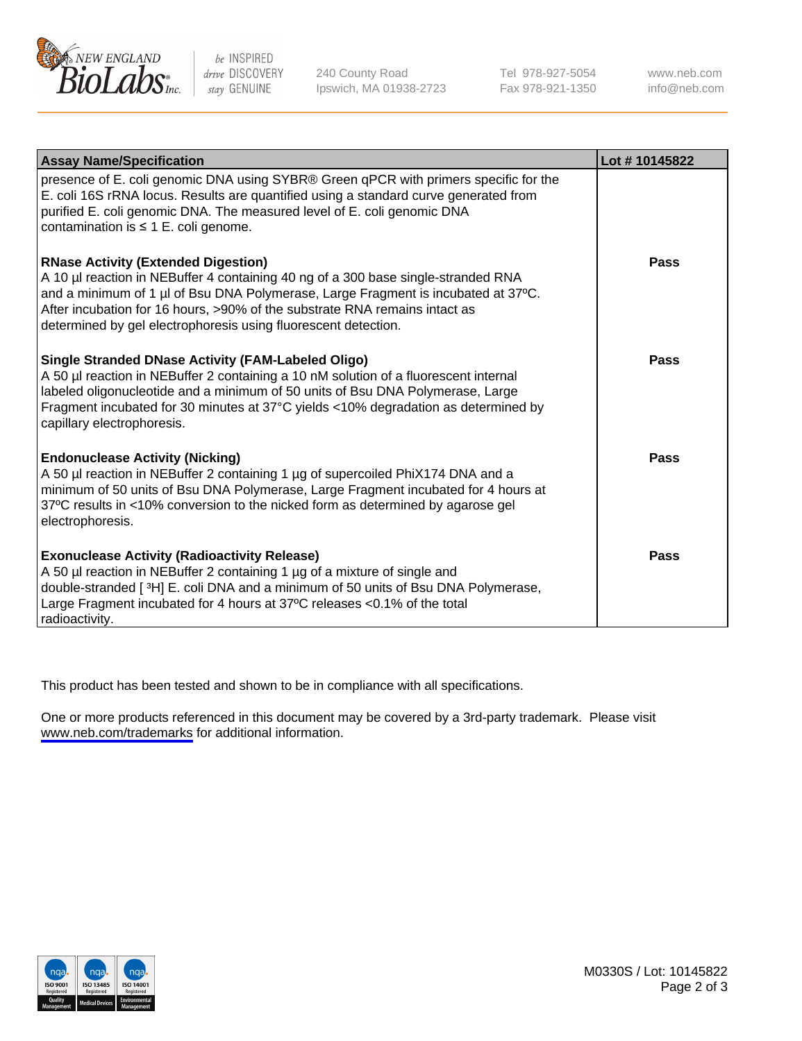| Assay Name/Specification | Lot # 10145822 |
| --- | --- |
| presence of E. coli genomic DNA using SYBR® Green qPCR with primers specific for the E. coli 16S rRNA locus. Results are quantified using a standard curve generated from purified E. coli genomic DNA. The measured level of E. coli genomic DNA contamination is ≤ 1 E. coli genome. | |
| **RNase Activity (Extended Digestion)** A 10 µl reaction in NEBuffer 4 containing 40 ng of a 300 base single-stranded RNA and a minimum of 1 µl of Bsu DNA Polymerase, Large Fragment is incubated at 37ºC. After incubation for 16 hours, >90% of the substrate RNA remains intact as determined by gel electrophoresis using fluorescent detection. | **Pass** |
| **Single Stranded DNase Activity (FAM-Labeled Oligo)** A 50 µl reaction in NEBuffer 2 containing a 10 nM solution of a fluorescent internal labeled oligonucleotide and a minimum of 50 units of Bsu DNA Polymerase, Large Fragment incubated for 30 minutes at 37°C yields <10% degradation as determined by capillary electrophoresis. | **Pass** |
| **Endonuclease Activity (Nicking)** A 50 µl reaction in NEBuffer 2 containing 1 µg of supercoiled PhiX174 DNA and a minimum of 50 units of Bsu DNA Polymerase, Large Fragment incubated for 4 hours at 37ºC results in <10% conversion to the nicked form as determined by agarose gel electrophoresis. | **Pass** |
| **Exonuclease Activity (Radioactivity Release)** A 50 µl reaction in NEBuffer 2 containing 1 µg of a mixture of single and double-stranded [ $^3$H] E. coli DNA and a minimum of 50 units of Bsu DNA Polymerase, Large Fragment incubated for 4 hours at 37ºC releases <0.1% of the total radioactivity. | **Pass** |

This product has been tested and shown to be in compliance with all specifications.

One or more products referenced in this document may be covered by a 3rd-party trademark. Please visit www.neb.com/trademarks for additional information.

M0330S / Lot: 10145822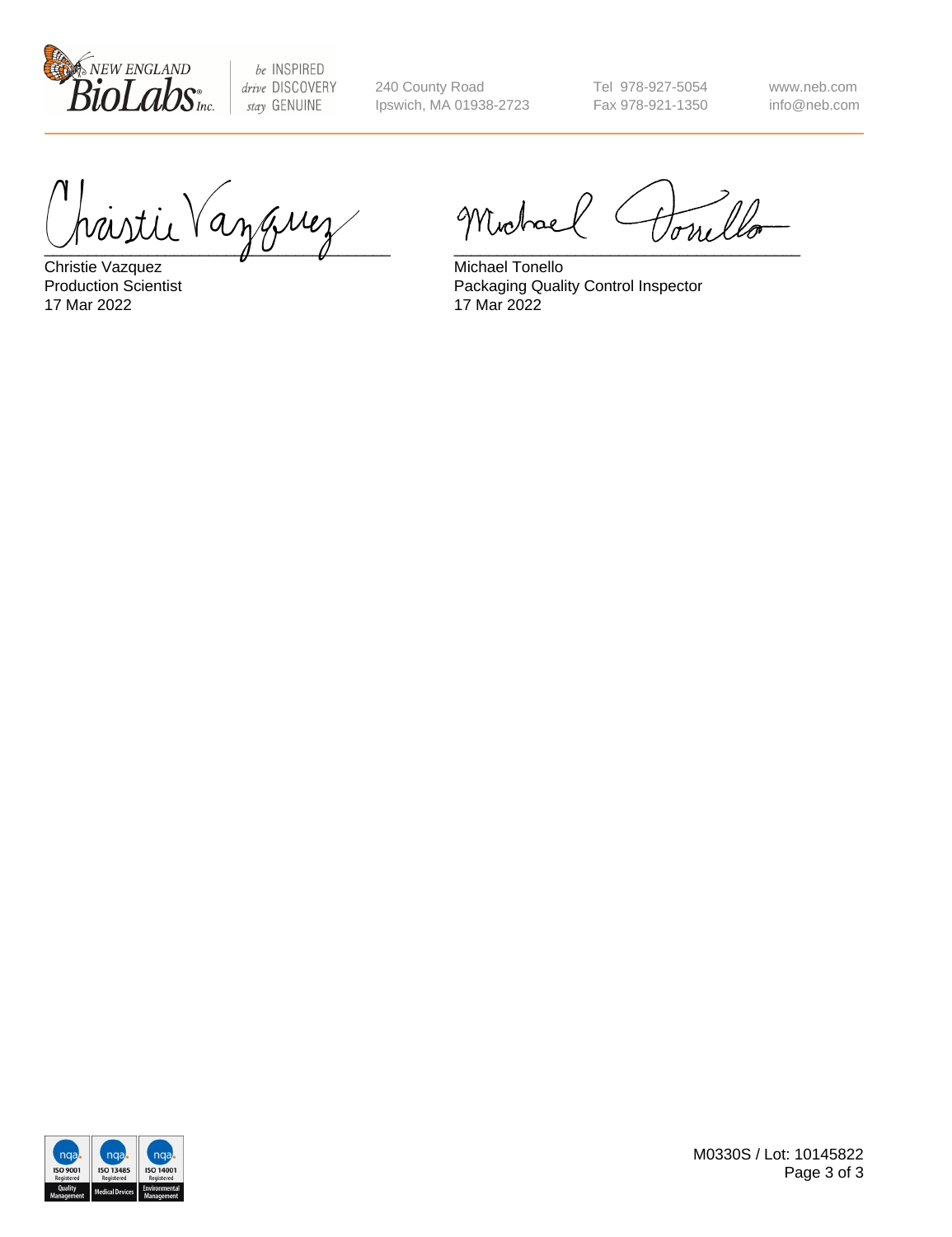Christie Vazquez
Production Scientist
17 Mar 2022

Michael Tonello
Packaging Quality Control Inspector
17 Mar 2022

M0330S / Lot: 10145822